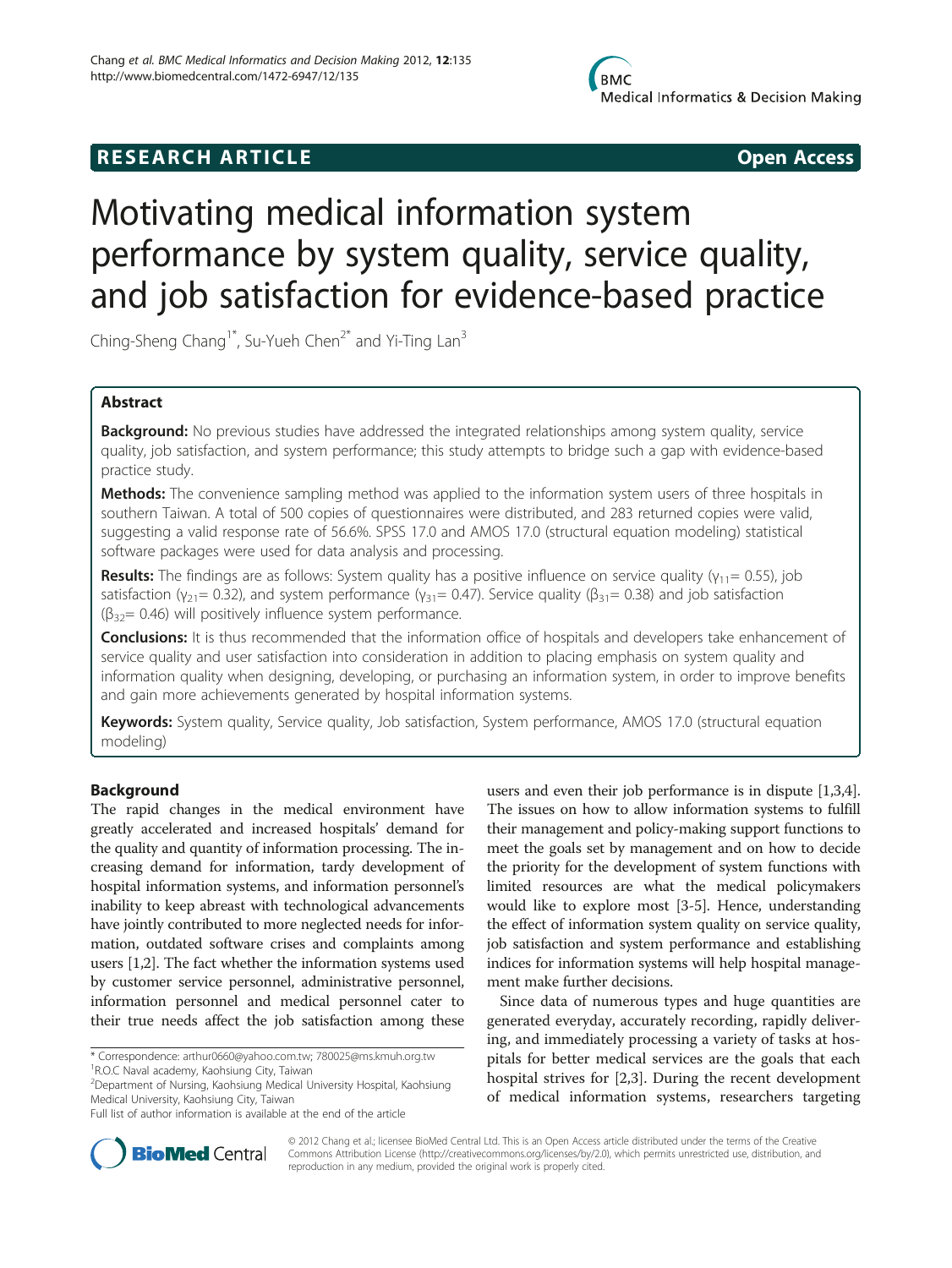**RESEARCH ARTICLE** **Open Access**

# Motivating medical information system performance by system quality, service quality, and job satisfaction for evidence-based practice

Ching-Sheng Chang[1*], Su-Yueh Chen[2*] and Yi-Ting Lan[3]

## Abstract

**Background:** No previous studies have addressed the integrated relationships among system quality, service quality, job satisfaction, and system performance; this study attempts to bridge such a gap with evidence-based practice study.

**Methods:** The convenience sampling method was applied to the information system users of three hospitals in southern Taiwan. A total of 500 copies of questionnaires were distributed, and 283 returned copies were valid, suggesting a valid response rate of 56.6%. SPSS 17.0 and AMOS 17.0 (structural equation modeling) statistical software packages were used for data analysis and processing.

**Results:** The findings are as follows: System quality has a positive influence on service quality ($\gamma_{11}$= 0.55), job satisfaction ($\gamma_{21}$= 0.32), and system performance ($\gamma_{31}$= 0.47). Service quality ($\beta_{31}$= 0.38) and job satisfaction ($\beta_{32}$= 0.46) will positively influence system performance.

**Conclusions:** It is thus recommended that the information office of hospitals and developers take enhancement of service quality and user satisfaction into consideration in addition to placing emphasis on system quality and information quality when designing, developing, or purchasing an information system, in order to improve benefits and gain more achievements generated by hospital information systems.

**Keywords:** System quality, Service quality, Job satisfaction, System performance, AMOS 17.0 (structural equation modeling)

## Background

The rapid changes in the medical environment have greatly accelerated and increased hospitals' demand for the quality and quantity of information processing. The increasing demand for information, tardy development of hospital information systems, and information personnel's inability to keep abreast with technological advancements have jointly contributed to more neglected needs for information, outdated software crises and complaints among users [1,2]. The fact whether the information systems used by customer service personnel, administrative personnel, information personnel and medical personnel cater to their true needs affect the job satisfaction among these users and even their job performance is in dispute [1,3,4]. The issues on how to allow information systems to fulfill their management and policy-making support functions to meet the goals set by management and on how to decide the priority for the development of system functions with limited resources are what the medical policymakers would like to explore most [3-5]. Hence, understanding the effect of information system quality on service quality, job satisfaction and system performance and establishing indices for information systems will help hospital management make further decisions.

Since data of numerous types and huge quantities are generated everyday, accurately recording, rapidly delivering, and immediately processing a variety of tasks at hospitals for better medical services are the goals that each hospital strives for [2,3]. During the recent development of medical information systems, researchers targeting

\* Correspondence: arthur0660@yahoo.com.tw; 780025@ms.kmuh.org.tw
[1]R.O.C Naval academy, Kaohsiung City, Taiwan
[2]Department of Nursing, Kaohsiung Medical University Hospital, Kaohsiung Medical University, Kaohsiung City, Taiwan
Full list of author information is available at the end of the article

© 2012 Chang et al.; licensee BioMed Central Ltd. This is an Open Access article distributed under the terms of the Creative Commons Attribution License (http://creativecommons.org/licenses/by/2.0), which permits unrestricted use, distribution, and reproduction in any medium, provided the original work is properly cited.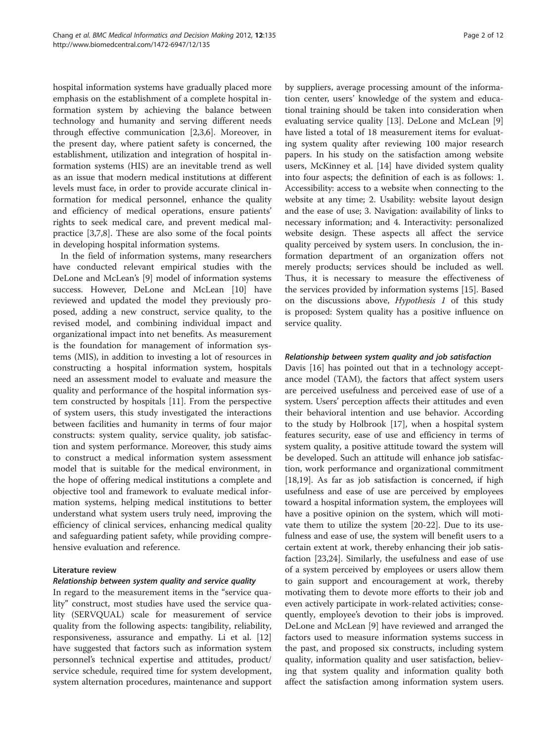hospital information systems have gradually placed more emphasis on the establishment of a complete hospital information system by achieving the balance between technology and humanity and serving different needs through effective communication [2,3,6]. Moreover, in the present day, where patient safety is concerned, the establishment, utilization and integration of hospital information systems (HIS) are an inevitable trend as well as an issue that modern medical institutions at different levels must face, in order to provide accurate clinical information for medical personnel, enhance the quality and efficiency of medical operations, ensure patients' rights to seek medical care, and prevent medical malpractice [3,7,8]. These are also some of the focal points in developing hospital information systems.

In the field of information systems, many researchers have conducted relevant empirical studies with the DeLone and McLean's [9] model of information systems success. However, DeLone and McLean [10] have reviewed and updated the model they previously proposed, adding a new construct, service quality, to the revised model, and combining individual impact and organizational impact into net benefits. As measurement is the foundation for management of information systems (MIS), in addition to investing a lot of resources in constructing a hospital information system, hospitals need an assessment model to evaluate and measure the quality and performance of the hospital information system constructed by hospitals [11]. From the perspective of system users, this study investigated the interactions between facilities and humanity in terms of four major constructs: system quality, service quality, job satisfaction and system performance. Moreover, this study aims to construct a medical information system assessment model that is suitable for the medical environment, in the hope of offering medical institutions a complete and objective tool and framework to evaluate medical information systems, helping medical institutions to better understand what system users truly need, improving the efficiency of clinical services, enhancing medical quality and safeguarding patient safety, while providing comprehensive evaluation and reference.

### Literature review

#### *Relationship between system quality and service quality*

In regard to the measurement items in the "service quality" construct, most studies have used the service quality (SERVQUAL) scale for measurement of service quality from the following aspects: tangibility, reliability, responsiveness, assurance and empathy. Li et al. [12] have suggested that factors such as information system personnel's technical expertise and attitudes, product/service schedule, required time for system development, system alternation procedures, maintenance and support by suppliers, average processing amount of the information center, users' knowledge of the system and educational training should be taken into consideration when evaluating service quality [13]. DeLone and McLean [9] have listed a total of 18 measurement items for evaluating system quality after reviewing 100 major research papers. In his study on the satisfaction among website users, McKinney et al. [14] have divided system quality into four aspects; the definition of each is as follows: 1. Accessibility: access to a website when connecting to the website at any time; 2. Usability: website layout design and the ease of use; 3. Navigation: availability of links to necessary information; and 4. Interactivity: personalized website design. These aspects all affect the service quality perceived by system users. In conclusion, the information department of an organization offers not merely products; services should be included as well. Thus, it is necessary to measure the effectiveness of the services provided by information systems [15]. Based on the discussions above, *Hypothesis 1* of this study is proposed: System quality has a positive influence on service quality.

#### *Relationship between system quality and job satisfaction*

Davis [16] has pointed out that in a technology acceptance model (TAM), the factors that affect system users are perceived usefulness and perceived ease of use of a system. Users' perception affects their attitudes and even their behavioral intention and use behavior. According to the study by Holbrook [17], when a hospital system features security, ease of use and efficiency in terms of system quality, a positive attitude toward the system will be developed. Such an attitude will enhance job satisfaction, work performance and organizational commitment [18,19]. As far as job satisfaction is concerned, if high usefulness and ease of use are perceived by employees toward a hospital information system, the employees will have a positive opinion on the system, which will motivate them to utilize the system [20-22]. Due to its usefulness and ease of use, the system will benefit users to a certain extent at work, thereby enhancing their job satisfaction [23,24]. Similarly, the usefulness and ease of use of a system perceived by employees or users allow them to gain support and encouragement at work, thereby motivating them to devote more efforts to their job and even actively participate in work-related activities; consequently, employee's devotion to their jobs is improved. DeLone and McLean [9] have reviewed and arranged the factors used to measure information systems success in the past, and proposed six constructs, including system quality, information quality and user satisfaction, believing that system quality and information quality both affect the satisfaction among information system users.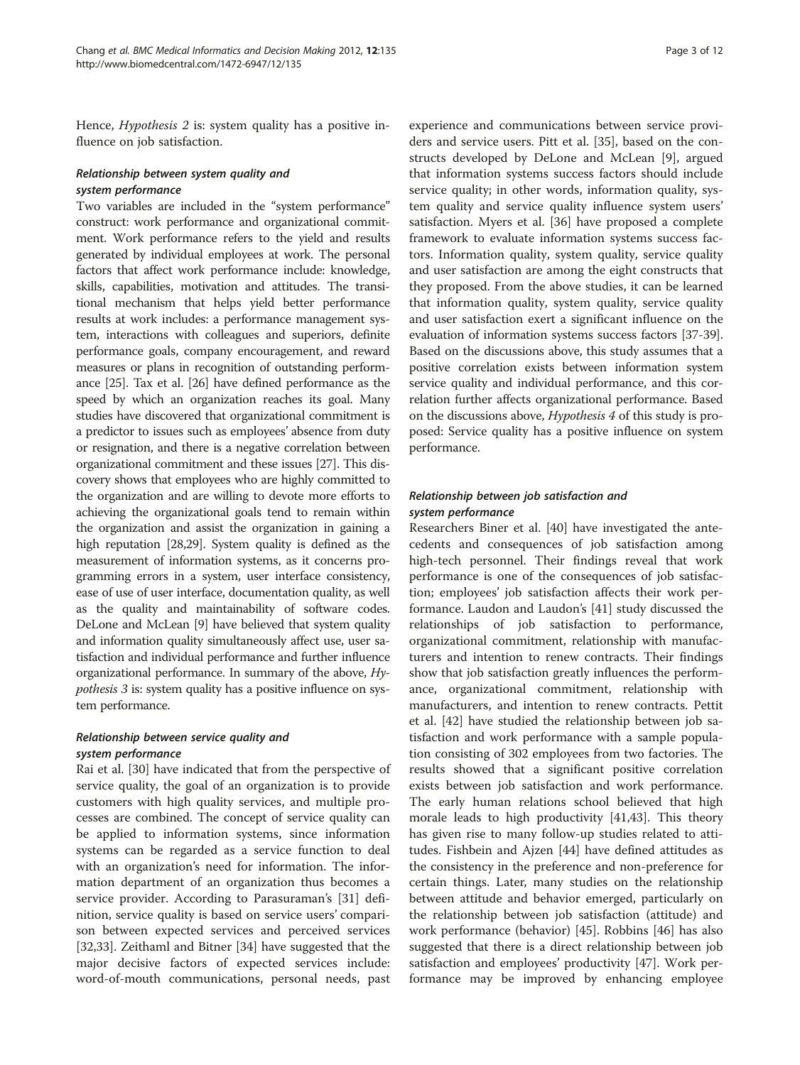Hence, *Hypothesis 2* is: system quality has a positive influence on job satisfaction.

### *Relationship between system quality and system performance*

Two variables are included in the "system performance" construct: work performance and organizational commitment. Work performance refers to the yield and results generated by individual employees at work. The personal factors that affect work performance include: knowledge, skills, capabilities, motivation and attitudes. The transitional mechanism that helps yield better performance results at work includes: a performance management system, interactions with colleagues and superiors, definite performance goals, company encouragement, and reward measures or plans in recognition of outstanding performance [25]. Tax et al. [26] have defined performance as the speed by which an organization reaches its goal. Many studies have discovered that organizational commitment is a predictor to issues such as employees' absence from duty or resignation, and there is a negative correlation between organizational commitment and these issues [27]. This discovery shows that employees who are highly committed to the organization and are willing to devote more efforts to achieving the organizational goals tend to remain within the organization and assist the organization in gaining a high reputation [28,29]. System quality is defined as the measurement of information systems, as it concerns programming errors in a system, user interface consistency, ease of use of user interface, documentation quality, as well as the quality and maintainability of software codes. DeLone and McLean [9] have believed that system quality and information quality simultaneously affect use, user satisfaction and individual performance and further influence organizational performance. In summary of the above, *Hypothesis 3* is: system quality has a positive influence on system performance.

### *Relationship between service quality and system performance*

Rai et al. [30] have indicated that from the perspective of service quality, the goal of an organization is to provide customers with high quality services, and multiple processes are combined. The concept of service quality can be applied to information systems, since information systems can be regarded as a service function to deal with an organization's need for information. The information department of an organization thus becomes a service provider. According to Parasuraman's [31] definition, service quality is based on service users' comparison between expected services and perceived services [32,33]. Zeithaml and Bitner [34] have suggested that the major decisive factors of expected services include: word-of-mouth communications, personal needs, past experience and communications between service providers and service users. Pitt et al. [35], based on the constructs developed by DeLone and McLean [9], argued that information systems success factors should include service quality; in other words, information quality, system quality and service quality influence system users' satisfaction. Myers et al. [36] have proposed a complete framework to evaluate information systems success factors. Information quality, system quality, service quality and user satisfaction are among the eight constructs that they proposed. From the above studies, it can be learned that information quality, system quality, service quality and user satisfaction exert a significant influence on the evaluation of information systems success factors [37-39]. Based on the discussions above, this study assumes that a positive correlation exists between information system service quality and individual performance, and this correlation further affects organizational performance. Based on the discussions above, *Hypothesis 4* of this study is proposed: Service quality has a positive influence on system performance.

### *Relationship between job satisfaction and system performance*

Researchers Biner et al. [40] have investigated the antecedents and consequences of job satisfaction among high-tech personnel. Their findings reveal that work performance is one of the consequences of job satisfaction; employees' job satisfaction affects their work performance. Laudon and Laudon's [41] study discussed the relationships of job satisfaction to performance, organizational commitment, relationship with manufacturers and intention to renew contracts. Their findings show that job satisfaction greatly influences the performance, organizational commitment, relationship with manufacturers, and intention to renew contracts. Pettit et al. [42] have studied the relationship between job satisfaction and work performance with a sample population consisting of 302 employees from two factories. The results showed that a significant positive correlation exists between job satisfaction and work performance. The early human relations school believed that high morale leads to high productivity [41,43]. This theory has given rise to many follow-up studies related to attitudes. Fishbein and Ajzen [44] have defined attitudes as the consistency in the preference and non-preference for certain things. Later, many studies on the relationship between attitude and behavior emerged, particularly on the relationship between job satisfaction (attitude) and work performance (behavior) [45]. Robbins [46] has also suggested that there is a direct relationship between job satisfaction and employees' productivity [47]. Work performance may be improved by enhancing employee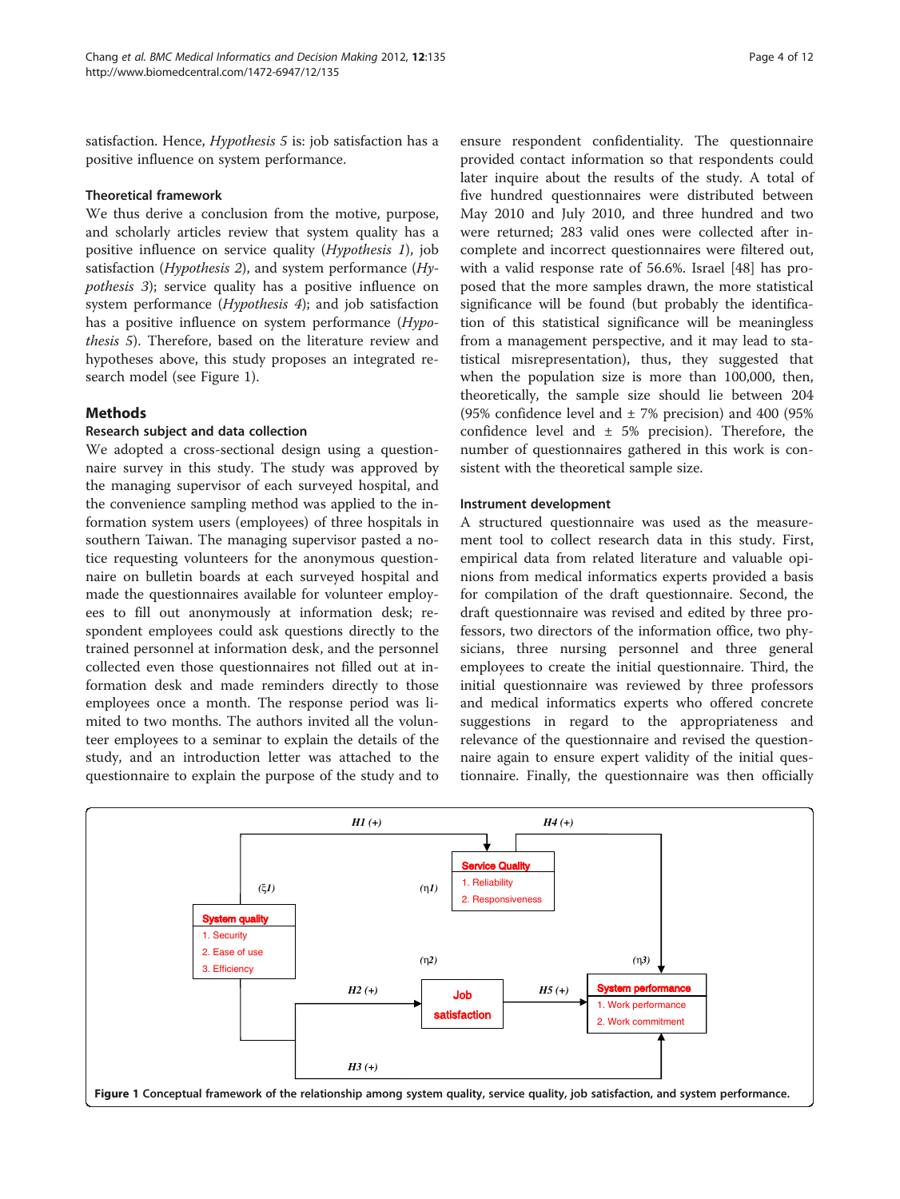satisfaction. Hence, *Hypothesis 5* is: job satisfaction has a positive influence on system performance.

### Theoretical framework

We thus derive a conclusion from the motive, purpose, and scholarly articles review that system quality has a positive influence on service quality (*Hypothesis 1*), job satisfaction (*Hypothesis 2*), and system performance (*Hypothesis 3*); service quality has a positive influence on system performance (*Hypothesis 4*); and job satisfaction has a positive influence on system performance (*Hypothesis 5*). Therefore, based on the literature review and hypotheses above, this study proposes an integrated research model (see Figure 1).

## Methods

### Research subject and data collection

We adopted a cross-sectional design using a questionnaire survey in this study. The study was approved by the managing supervisor of each surveyed hospital, and the convenience sampling method was applied to the information system users (employees) of three hospitals in southern Taiwan. The managing supervisor pasted a notice requesting volunteers for the anonymous questionnaire on bulletin boards at each surveyed hospital and made the questionnaires available for volunteer employees to fill out anonymously at information desk; respondent employees could ask questions directly to the trained personnel at information desk, and the personnel collected even those questionnaires not filled out at information desk and made reminders directly to those employees once a month. The response period was limited to two months. The authors invited all the volunteer employees to a seminar to explain the details of the study, and an introduction letter was attached to the questionnaire to explain the purpose of the study and to ensure respondent confidentiality. The questionnaire provided contact information so that respondents could later inquire about the results of the study. A total of five hundred questionnaires were distributed between May 2010 and July 2010, and three hundred and two were returned; 283 valid ones were collected after incomplete and incorrect questionnaires were filtered out, with a valid response rate of 56.6%. Israel [48] has proposed that the more samples drawn, the more statistical significance will be found (but probably the identification of this statistical significance will be meaningless from a management perspective, and it may lead to statistical misrepresentation), thus, they suggested that when the population size is more than 100,000, then, theoretically, the sample size should lie between 204 (95% confidence level and ± 7% precision) and 400 (95% confidence level and ± 5% precision). Therefore, the number of questionnaires gathered in this work is consistent with the theoretical sample size.

### Instrument development

A structured questionnaire was used as the measurement tool to collect research data in this study. First, empirical data from related literature and valuable opinions from medical informatics experts provided a basis for compilation of the draft questionnaire. Second, the draft questionnaire was revised and edited by three professors, two directors of the information office, two physicians, three nursing personnel and three general employees to create the initial questionnaire. Third, the initial questionnaire was reviewed by three professors and medical informatics experts who offered concrete suggestions in regard to the appropriateness and relevance of the questionnaire and revised the questionnaire again to ensure expert validity of the initial questionnaire. Finally, the questionnaire was then officially

**Figure 1 Conceptual framework of the relationship among system quality, service quality, job satisfaction, and system performance.**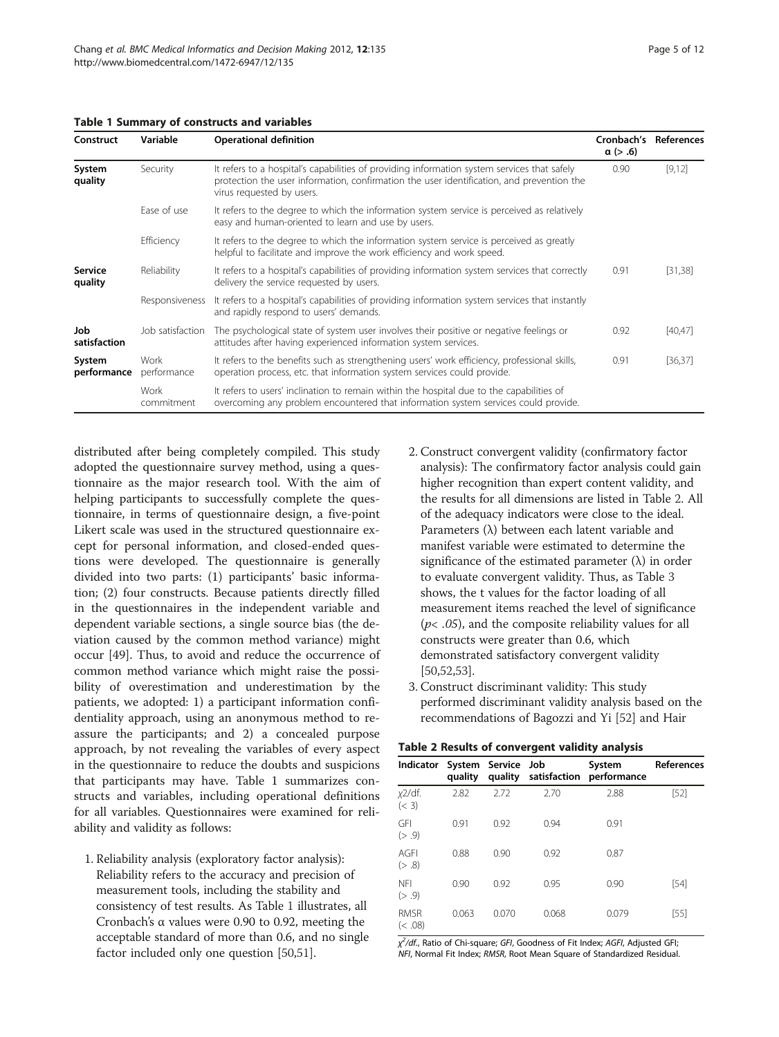**Table 1 Summary of constructs and variables**

| Construct | Variable | Operational definition | Cronbach's α (> .6) | References |
|---|---|---|---|---|
| **System quality** | Security | It refers to a hospital's capabilities of providing information system services that safely protection the user information, confirmation the user identification, and prevention the virus requested by users. | 0.90 | [9,12] |
| | Ease of use | It refers to the degree to which the information system service is perceived as relatively easy and human-oriented to learn and use by users. | | |
| | Efficiency | It refers to the degree to which the information system service is perceived as greatly helpful to facilitate and improve the work efficiency and work speed. | | |
| **Service quality** | Reliability | It refers to a hospital's capabilities of providing information system services that correctly delivery the service requested by users. | 0.91 | [31,38] |
| | Responsiveness | It refers to a hospital's capabilities of providing information system services that instantly and rapidly respond to users' demands. | | |
| **Job satisfaction** | Job satisfaction | The psychological state of system user involves their positive or negative feelings or attitudes after having experienced information system services. | 0.92 | [40,47] |
| **System performance** | Work performance | It refers to the benefits such as strengthening users' work efficiency, professional skills, operation process, etc. that information system services could provide. | 0.91 | [36,37] |
| | Work commitment | It refers to users' inclination to remain within the hospital due to the capabilities of overcoming any problem encountered that information system services could provide. | | |

distributed after being completely compiled. This study adopted the questionnaire survey method, using a questionnaire as the major research tool. With the aim of helping participants to successfully complete the questionnaire, in terms of questionnaire design, a five-point Likert scale was used in the structured questionnaire except for personal information, and closed-ended questions were developed. The questionnaire is generally divided into two parts: (1) participants' basic information; (2) four constructs. Because patients directly filled in the questionnaires in the independent variable and dependent variable sections, a single source bias (the deviation caused by the common method variance) might occur [49]. Thus, to avoid and reduce the occurrence of common method variance which might raise the possibility of overestimation and underestimation by the patients, we adopted: 1) a participant information confidentiality approach, using an anonymous method to reassure the participants; and 2) a concealed purpose approach, by not revealing the variables of every aspect in the questionnaire to reduce the doubts and suspicions that participants may have. Table 1 summarizes constructs and variables, including operational definitions for all variables. Questionnaires were examined for reliability and validity as follows:

1. Reliability analysis (exploratory factor analysis): Reliability refers to the accuracy and precision of measurement tools, including the stability and consistency of test results. As Table 1 illustrates, all Cronbach's α values were 0.90 to 0.92, meeting the acceptable standard of more than 0.6, and no single factor included only one question [50,51].
2. Construct convergent validity (confirmatory factor analysis): The confirmatory factor analysis could gain higher recognition than expert content validity, and the results for all dimensions are listed in Table 2. All of the adequacy indicators were close to the ideal. Parameters (λ) between each latent variable and manifest variable were estimated to determine the significance of the estimated parameter (λ) in order to evaluate convergent validity. Thus, as Table 3 shows, the t values for the factor loading of all measurement items reached the level of significance ($p < .05$), and the composite reliability values for all constructs were greater than 0.6, which demonstrated satisfactory convergent validity [50,52,53].
3. Construct discriminant validity: This study performed discriminant validity analysis based on the recommendations of Bagozzi and Yi [52] and Hair

**Table 2 Results of convergent validity analysis**

| Indicator | System quality | Service quality | Job satisfaction | System performance | References |
|---|---|---|---|---|---|
| $\chi 2$/df. (< 3) | 2.82 | 2.72 | 2.70 | 2.88 | [52] |
| GFI (> .9) | 0.91 | 0.92 | 0.94 | 0.91 | |
| AGFI (> .8) | 0.88 | 0.90 | 0.92 | 0.87 | |
| NFI (> .9) | 0.90 | 0.92 | 0.95 | 0.90 | [54] |
| RMSR (< .08) | 0.063 | 0.070 | 0.068 | 0.079 | [55] |

*$\chi^2$/df.*, Ratio of Chi-square; *GFI*, Goodness of Fit Index; *AGFI*, Adjusted GFI; *NFI*, Normal Fit Index; *RMSR*, Root Mean Square of Standardized Residual.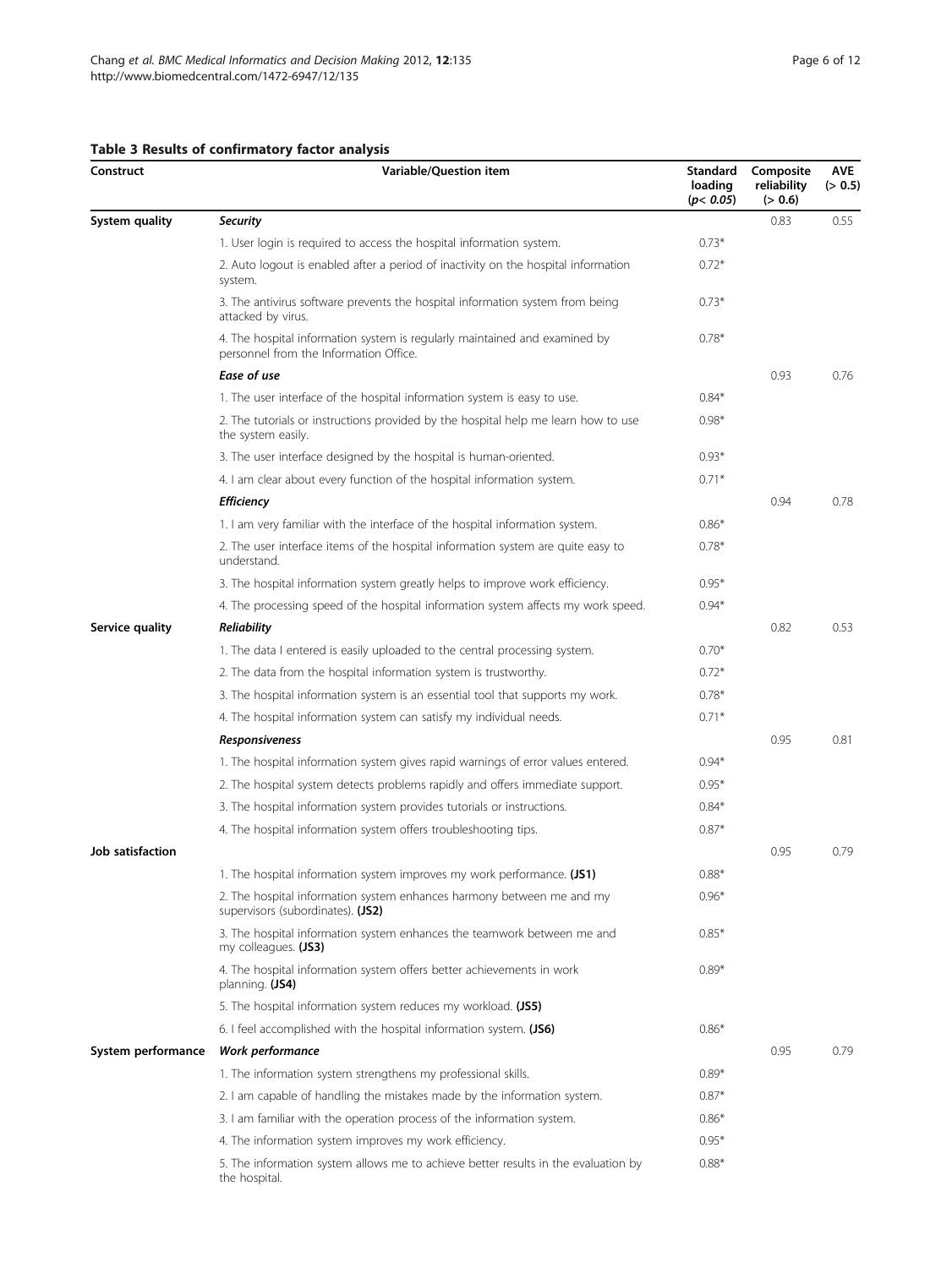**Table 3 Results of confirmatory factor analysis**

| Construct | Variable/Question item | Standard loading ($p < 0.05$) | Composite reliability (> 0.6) | AVE (> 0.5) |
|---|---|---|---|---|
| **System quality** | ***Security*** | | 0.83 | 0.55 |
| | 1. User login is required to access the hospital information system. | 0.73* | | |
| | 2. Auto logout is enabled after a period of inactivity on the hospital information system. | 0.72* | | |
| | 3. The antivirus software prevents the hospital information system from being attacked by virus. | 0.73* | | |
| | 4. The hospital information system is regularly maintained and examined by personnel from the Information Office. | 0.78* | | |
| | ***Ease of use*** | | 0.93 | 0.76 |
| | 1. The user interface of the hospital information system is easy to use. | 0.84* | | |
| | 2. The tutorials or instructions provided by the hospital help me learn how to use the system easily. | 0.98* | | |
| | 3. The user interface designed by the hospital is human-oriented. | 0.93* | | |
| | 4. I am clear about every function of the hospital information system. | 0.71* | | |
| | ***Efficiency*** | | 0.94 | 0.78 |
| | 1. I am very familiar with the interface of the hospital information system. | 0.86* | | |
| | 2. The user interface items of the hospital information system are quite easy to understand. | 0.78* | | |
| | 3. The hospital information system greatly helps to improve work efficiency. | 0.95* | | |
| | 4. The processing speed of the hospital information system affects my work speed. | 0.94* | | |
| **Service quality** | ***Reliability*** | | 0.82 | 0.53 |
| | 1. The data I entered is easily uploaded to the central processing system. | 0.70* | | |
| | 2. The data from the hospital information system is trustworthy. | 0.72* | | |
| | 3. The hospital information system is an essential tool that supports my work. | 0.78* | | |
| | 4. The hospital information system can satisfy my individual needs. | 0.71* | | |
| | ***Responsiveness*** | | 0.95 | 0.81 |
| | 1. The hospital information system gives rapid warnings of error values entered. | 0.94* | | |
| | 2. The hospital system detects problems rapidly and offers immediate support. | 0.95* | | |
| | 3. The hospital information system provides tutorials or instructions. | 0.84* | | |
| | 4. The hospital information system offers troubleshooting tips. | 0.87* | | |
| **Job satisfaction** | | | 0.95 | 0.79 |
| | 1. The hospital information system improves my work performance. **(JS1)** | 0.88* | | |
| | 2. The hospital information system enhances harmony between me and my supervisors (subordinates). **(JS2)** | 0.96* | | |
| | 3. The hospital information system enhances the teamwork between me and my colleagues. **(JS3)** | 0.85* | | |
| | 4. The hospital information system offers better achievements in work planning. **(JS4)** | 0.89* | | |
| | 5. The hospital information system reduces my workload. **(JS5)** | | | |
| | 6. I feel accomplished with the hospital information system. **(JS6)** | 0.86* | | |
| **System performance** | ***Work performance*** | | 0.95 | 0.79 |
| | 1. The information system strengthens my professional skills. | 0.89* | | |
| | 2. I am capable of handling the mistakes made by the information system. | 0.87* | | |
| | 3. I am familiar with the operation process of the information system. | 0.86* | | |
| | 4. The information system improves my work efficiency. | 0.95* | | |
| | 5. The information system allows me to achieve better results in the evaluation by the hospital. | 0.88* | | |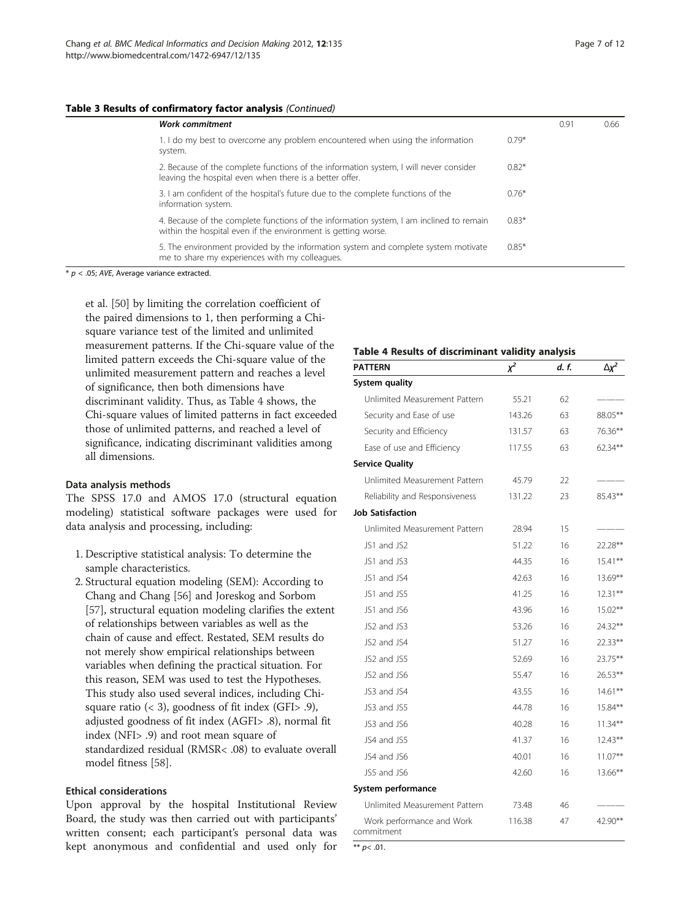**Table 3 Results of confirmatory factor analysis** *(Continued)*

| | | | |
|---|---|---|---|
| ***Work commitment*** | | 0.91 | 0.66 |
| 1. I do my best to overcome any problem encountered when using the information system. | 0.79* | | |
| 2. Because of the complete functions of the information system, I will never consider leaving the hospital even when there is a better offer. | 0.82* | | |
| 3. I am confident of the hospital's future due to the complete functions of the information system. | 0.76* | | |
| 4. Because of the complete functions of the information system, I am inclined to remain within the hospital even if the environment is getting worse. | 0.83* | | |
| 5. The environment provided by the information system and complete system motivate me to share my experiences with my colleagues. | 0.85* | | |

\* $p < .05$; *AVE*, Average variance extracted.

et al. [50] by limiting the correlation coefficient of the paired dimensions to 1, then performing a Chi-square variance test of the limited and unlimited measurement patterns. If the Chi-square value of the limited pattern exceeds the Chi-square value of the unlimited measurement pattern and reaches a level of significance, then both dimensions have discriminant validity. Thus, as Table 4 shows, the Chi-square values of limited patterns in fact exceeded those of unlimited patterns, and reached a level of significance, indicating discriminant validities among all dimensions.

**Table 4 Results of discriminant validity analysis**

| PATTERN | $\chi^2$ | d. f. | $\Delta\chi^2$ |
|---|---|---|---|
| **System quality** | | | |
| Unlimited Measurement Pattern | 55.21 | 62 | ——— |
| Security and Ease of use | 143.26 | 63 | 88.05** |
| Security and Efficiency | 131.57 | 63 | 76.36** |
| Ease of use and Efficiency | 117.55 | 63 | 62.34** |
| **Service Quality** | | | |
| Unlimited Measurement Pattern | 45.79 | 22 | ——— |
| Reliability and Responsiveness | 131.22 | 23 | 85.43** |
| **Job Satisfaction** | | | |
| Unlimited Measurement Pattern | 28.94 | 15 | ——— |
| JS1 and JS2 | 51.22 | 16 | 22.28** |
| JS1 and JS3 | 44.35 | 16 | 15.41** |
| JS1 and JS4 | 42.63 | 16 | 13.69** |
| JS1 and JS5 | 41.25 | 16 | 12.31** |
| JS1 and JS6 | 43.96 | 16 | 15.02** |
| JS2 and JS3 | 53.26 | 16 | 24.32** |
| JS2 and JS4 | 51.27 | 16 | 22.33** |
| JS2 and JS5 | 52.69 | 16 | 23.75** |
| JS2 and JS6 | 55.47 | 16 | 26.53** |
| JS3 and JS4 | 43.55 | 16 | 14.61** |
| JS3 and JS5 | 44.78 | 16 | 15.84** |
| JS3 and JS6 | 40.28 | 16 | 11.34** |
| JS4 and JS5 | 41.37 | 16 | 12.43** |
| JS4 and JS6 | 40.01 | 16 | 11.07** |
| JS5 and JS6 | 42.60 | 16 | 13.66** |
| **System performance** | | | |
| Unlimited Measurement Pattern | 73.48 | 46 | ——— |
| Work performance and Work commitment | 116.38 | 47 | 42.90** |

\*\* $p < .01$.

### Data analysis methods

The SPSS 17.0 and AMOS 17.0 (structural equation modeling) statistical software packages were used for data analysis and processing, including:

1. Descriptive statistical analysis: To determine the sample characteristics.
2. Structural equation modeling (SEM): According to Chang and Chang [56] and Joreskog and Sorbom [57], structural equation modeling clarifies the extent of relationships between variables as well as the chain of cause and effect. Restated, SEM results do not merely show empirical relationships between variables when defining the practical situation. For this reason, SEM was used to test the Hypotheses. This study also used several indices, including Chi-square ratio (< 3), goodness of fit index (GFI> .9), adjusted goodness of fit index (AGFI> .8), normal fit index (NFI> .9) and root mean square of standardized residual (RMSR< .08) to evaluate overall model fitness [58].

### Ethical considerations

Upon approval by the hospital Institutional Review Board, the study was then carried out with participants' written consent; each participant's personal data was kept anonymous and confidential and used only for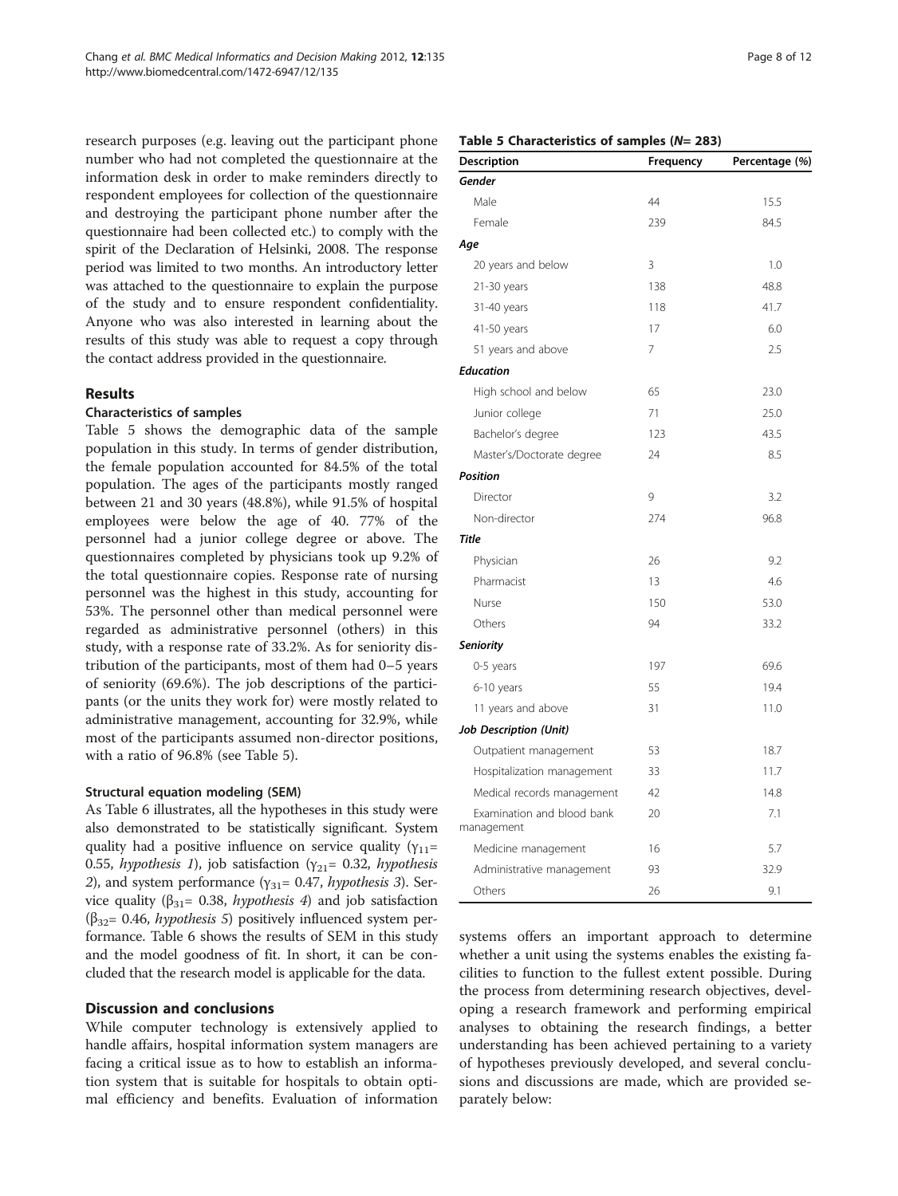research purposes (e.g. leaving out the participant phone number who had not completed the questionnaire at the information desk in order to make reminders directly to respondent employees for collection of the questionnaire and destroying the participant phone number after the questionnaire had been collected etc.) to comply with the spirit of the Declaration of Helsinki, 2008. The response period was limited to two months. An introductory letter was attached to the questionnaire to explain the purpose of the study and to ensure respondent confidentiality. Anyone who was also interested in learning about the results of this study was able to request a copy through the contact address provided in the questionnaire.

## Results

### Characteristics of samples

Table 5 shows the demographic data of the sample population in this study. In terms of gender distribution, the female population accounted for 84.5% of the total population. The ages of the participants mostly ranged between 21 and 30 years (48.8%), while 91.5% of hospital employees were below the age of 40. 77% of the personnel had a junior college degree or above. The questionnaires completed by physicians took up 9.2% of the total questionnaire copies. Response rate of nursing personnel was the highest in this study, accounting for 53%. The personnel other than medical personnel were regarded as administrative personnel (others) in this study, with a response rate of 33.2%. As for seniority distribution of the participants, most of them had 0–5 years of seniority (69.6%). The job descriptions of the participants (or the units they work for) were mostly related to administrative management, accounting for 32.9%, while most of the participants assumed non-director positions, with a ratio of 96.8% (see Table 5).

#### Structural equation modeling (SEM)

As Table 6 illustrates, all the hypotheses in this study were also demonstrated to be statistically significant. System quality had a positive influence on service quality ($\gamma_{11}$= 0.55, *hypothesis 1*), job satisfaction ($\gamma_{21}$= 0.32, *hypothesis 2*), and system performance ($\gamma_{31}$= 0.47, *hypothesis 3*). Service quality ($\beta_{31}$= 0.38, *hypothesis 4*) and job satisfaction ($\beta_{32}$= 0.46, *hypothesis 5*) positively influenced system performance. Table 6 shows the results of SEM in this study and the model goodness of fit. In short, it can be concluded that the research model is applicable for the data.

**Table 5 Characteristics of samples (*N*= 283)**

| Description | Frequency | Percentage (%) |
|---|---|---|
| ***Gender*** | | |
| Male | 44 | 15.5 |
| Female | 239 | 84.5 |
| ***Age*** | | |
| 20 years and below | 3 | 1.0 |
| 21-30 years | 138 | 48.8 |
| 31-40 years | 118 | 41.7 |
| 41-50 years | 17 | 6.0 |
| 51 years and above | 7 | 2.5 |
| ***Education*** | | |
| High school and below | 65 | 23.0 |
| Junior college | 71 | 25.0 |
| Bachelor's degree | 123 | 43.5 |
| Master's/Doctorate degree | 24 | 8.5 |
| ***Position*** | | |
| Director | 9 | 3.2 |
| Non-director | 274 | 96.8 |
| ***Title*** | | |
| Physician | 26 | 9.2 |
| Pharmacist | 13 | 4.6 |
| Nurse | 150 | 53.0 |
| Others | 94 | 33.2 |
| ***Seniority*** | | |
| 0-5 years | 197 | 69.6 |
| 6-10 years | 55 | 19.4 |
| 11 years and above | 31 | 11.0 |
| ***Job Description (Unit)*** | | |
| Outpatient management | 53 | 18.7 |
| Hospitalization management | 33 | 11.7 |
| Medical records management | 42 | 14.8 |
| Examination and blood bank management | 20 | 7.1 |
| Medicine management | 16 | 5.7 |
| Administrative management | 93 | 32.9 |
| Others | 26 | 9.1 |

## Discussion and conclusions

While computer technology is extensively applied to handle affairs, hospital information system managers are facing a critical issue as to how to establish an information system that is suitable for hospitals to obtain optimal efficiency and benefits. Evaluation of information systems offers an important approach to determine whether a unit using the systems enables the existing facilities to function to the fullest extent possible. During the process from determining research objectives, developing a research framework and performing empirical analyses to obtaining the research findings, a better understanding has been achieved pertaining to a variety of hypotheses previously developed, and several conclusions and discussions are made, which are provided separately below: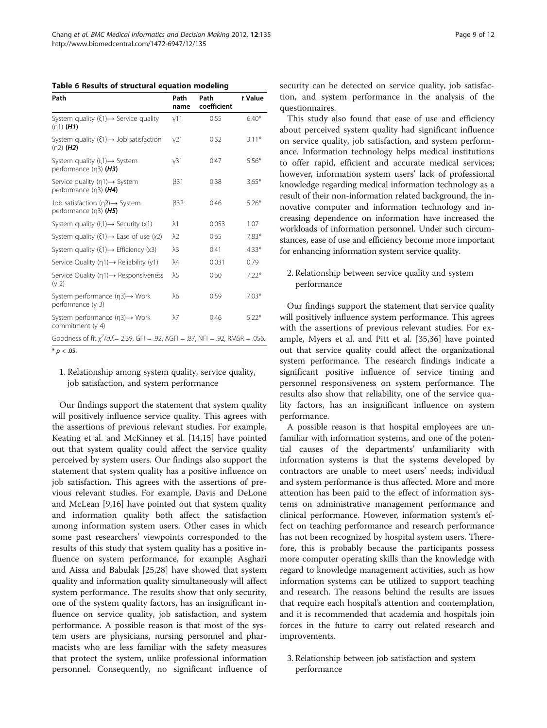**Table 6 Results of structural equation modeling**

| Path | Path name | Path coefficient | *t* Value |
|---|---|---|---|
| System quality ($\xi 1$)→ Service quality ($\eta 1$) (***H1***) | $\gamma 11$ | 0.55 | 6.40* |
| System quality ($\xi 1$)→ Job satisfaction ($\eta 2$) (***H2***) | $\gamma 21$ | 0.32 | 3.11* |
| System quality ($\xi 1$)→ System performance ($\eta 3$) (***H3***) | $\gamma 31$ | 0.47 | 5.56* |
| Service quality ($\eta 1$)→ System performance ($\eta 3$) (***H4***) | $\beta 31$ | 0.38 | 3.65* |
| Job satisfaction ($\eta 2$)→ System performance ($\eta 3$) (***H5***) | $\beta 32$ | 0.46 | 5.26* |
| System quality ($\xi 1$)→ Security (x1) | $\lambda 1$ | 0.053 | 1.07 |
| System quality ($\xi 1$)→ Ease of use (*x*2) | $\lambda 2$ | 0.65 | 7.83* |
| System quality ($\xi 1$)→ Efficiency (x3) | $\lambda 3$ | 0.41 | 4.33* |
| Service Quality ($\eta 1$)→ Reliability (y1) | $\lambda 4$ | 0.031 | 0.79 |
| Service Quality ($\eta 1$)→ Responsiveness (y 2) | $\lambda 5$ | 0.60 | 7.22* |
| System performance ($\eta 3$)→ Work performance (y 3) | $\lambda 6$ | 0.59 | 7.03* |
| System performance ($\eta 3$)→ Work commitment (y 4) | $\lambda 7$ | 0.46 | 5.22* |
| Goodness of fit $\chi^2/d.f.$= 2.39, GFI = .92, AGFI = .87, NFI = .92, RMSR = .056. | | | |

* $p < .05$.

1. Relationship among system quality, service quality, job satisfaction, and system performance

Our findings support the statement that system quality will positively influence service quality. This agrees with the assertions of previous relevant studies. For example, Keating et al. and McKinney et al. [14,15] have pointed out that system quality could affect the service quality perceived by system users. Our findings also support the statement that system quality has a positive influence on job satisfaction. This agrees with the assertions of previous relevant studies. For example, Davis and DeLone and McLean [9,16] have pointed out that system quality and information quality both affect the satisfaction among information system users. Other cases in which some past researchers' viewpoints corresponded to the results of this study that system quality has a positive influence on system performance, for example; Asghari and Aissa and Babulak [25,28] have showed that system quality and information quality simultaneously will affect system performance. The results show that only security, one of the system quality factors, has an insignificant influence on service quality, job satisfaction, and system performance. A possible reason is that most of the system users are physicians, nursing personnel and pharmacists who are less familiar with the safety measures that protect the system, unlike professional information personnel. Consequently, no significant influence of security can be detected on service quality, job satisfaction, and system performance in the analysis of the questionnaires.

This study also found that ease of use and efficiency about perceived system quality had significant influence on service quality, job satisfaction, and system performance. Information technology helps medical institutions to offer rapid, efficient and accurate medical services; however, information system users' lack of professional knowledge regarding medical information technology as a result of their non-information related background, the innovative computer and information technology and increasing dependence on information have increased the workloads of information personnel. Under such circumstances, ease of use and efficiency become more important for enhancing information system service quality.

2. Relationship between service quality and system performance

Our findings support the statement that service quality will positively influence system performance. This agrees with the assertions of previous relevant studies. For example, Myers et al. and Pitt et al. [35,36] have pointed out that service quality could affect the organizational system performance. The research findings indicate a significant positive influence of service timing and personnel responsiveness on system performance. The results also show that reliability, one of the service quality factors, has an insignificant influence on system performance.

A possible reason is that hospital employees are unfamiliar with information systems, and one of the potential causes of the departments' unfamiliarity with information systems is that the systems developed by contractors are unable to meet users' needs; individual and system performance is thus affected. More and more attention has been paid to the effect of information systems on administrative management performance and clinical performance. However, information system's effect on teaching performance and research performance has not been recognized by hospital system users. Therefore, this is probably because the participants possess more computer operating skills than the knowledge with regard to knowledge management activities, such as how information systems can be utilized to support teaching and research. The reasons behind the results are issues that require each hospital's attention and contemplation, and it is recommended that academia and hospitals join forces in the future to carry out related research and improvements.

3. Relationship between job satisfaction and system performance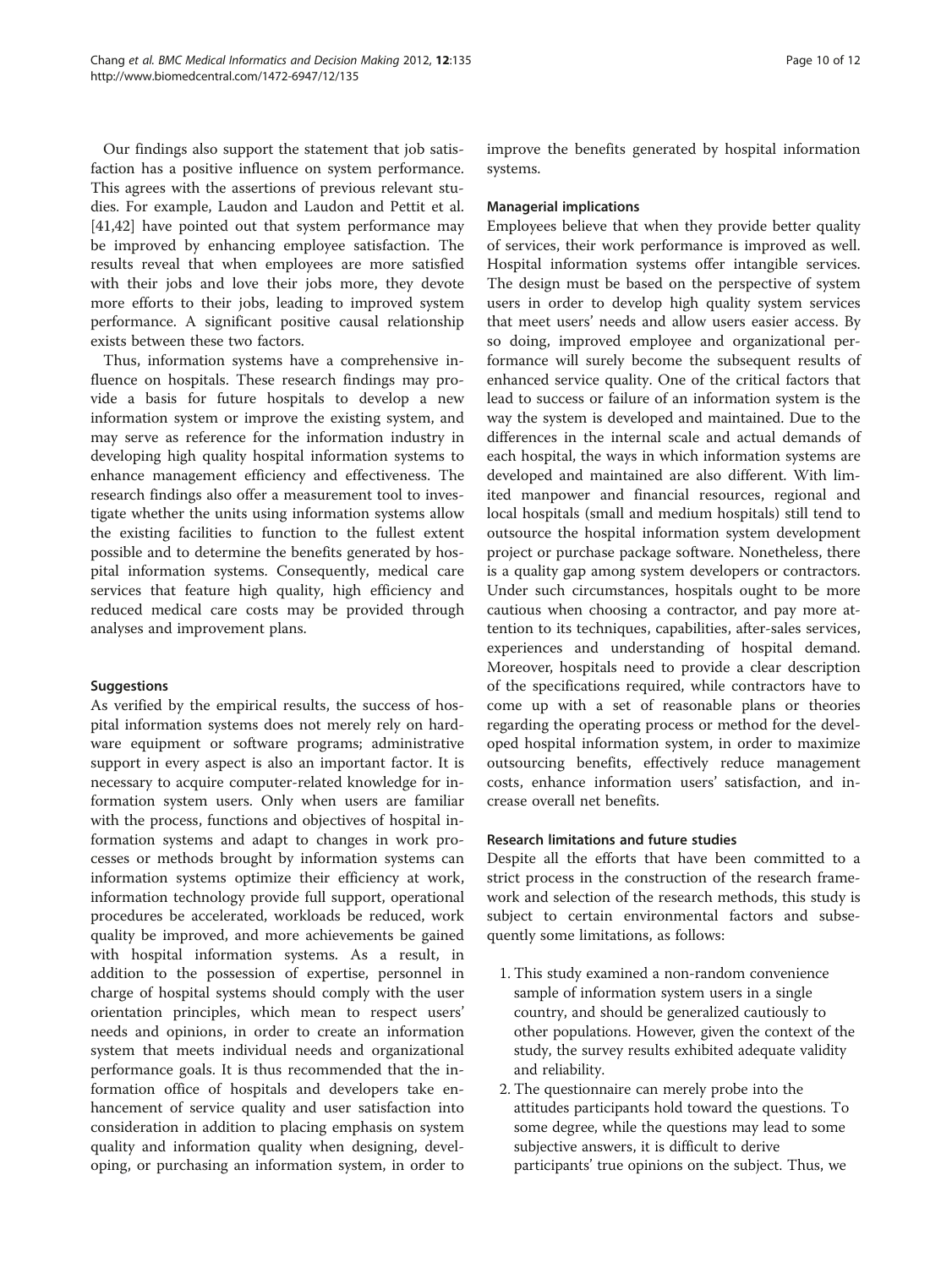Our findings also support the statement that job satisfaction has a positive influence on system performance. This agrees with the assertions of previous relevant studies. For example, Laudon and Laudon and Pettit et al. [41,42] have pointed out that system performance may be improved by enhancing employee satisfaction. The results reveal that when employees are more satisfied with their jobs and love their jobs more, they devote more efforts to their jobs, leading to improved system performance. A significant positive causal relationship exists between these two factors.

Thus, information systems have a comprehensive influence on hospitals. These research findings may provide a basis for future hospitals to develop a new information system or improve the existing system, and may serve as reference for the information industry in developing high quality hospital information systems to enhance management efficiency and effectiveness. The research findings also offer a measurement tool to investigate whether the units using information systems allow the existing facilities to function to the fullest extent possible and to determine the benefits generated by hospital information systems. Consequently, medical care services that feature high quality, high efficiency and reduced medical care costs may be provided through analyses and improvement plans.

### Suggestions

As verified by the empirical results, the success of hospital information systems does not merely rely on hardware equipment or software programs; administrative support in every aspect is also an important factor. It is necessary to acquire computer-related knowledge for information system users. Only when users are familiar with the process, functions and objectives of hospital information systems and adapt to changes in work processes or methods brought by information systems can information systems optimize their efficiency at work, information technology provide full support, operational procedures be accelerated, workloads be reduced, work quality be improved, and more achievements be gained with hospital information systems. As a result, in addition to the possession of expertise, personnel in charge of hospital systems should comply with the user orientation principles, which mean to respect users' needs and opinions, in order to create an information system that meets individual needs and organizational performance goals. It is thus recommended that the information office of hospitals and developers take enhancement of service quality and user satisfaction into consideration in addition to placing emphasis on system quality and information quality when designing, developing, or purchasing an information system, in order to improve the benefits generated by hospital information systems.

### Managerial implications

Employees believe that when they provide better quality of services, their work performance is improved as well. Hospital information systems offer intangible services. The design must be based on the perspective of system users in order to develop high quality system services that meet users' needs and allow users easier access. By so doing, improved employee and organizational performance will surely become the subsequent results of enhanced service quality. One of the critical factors that lead to success or failure of an information system is the way the system is developed and maintained. Due to the differences in the internal scale and actual demands of each hospital, the ways in which information systems are developed and maintained are also different. With limited manpower and financial resources, regional and local hospitals (small and medium hospitals) still tend to outsource the hospital information system development project or purchase package software. Nonetheless, there is a quality gap among system developers or contractors. Under such circumstances, hospitals ought to be more cautious when choosing a contractor, and pay more attention to its techniques, capabilities, after-sales services, experiences and understanding of hospital demand. Moreover, hospitals need to provide a clear description of the specifications required, while contractors have to come up with a set of reasonable plans or theories regarding the operating process or method for the developed hospital information system, in order to maximize outsourcing benefits, effectively reduce management costs, enhance information users' satisfaction, and increase overall net benefits.

### Research limitations and future studies

Despite all the efforts that have been committed to a strict process in the construction of the research framework and selection of the research methods, this study is subject to certain environmental factors and subsequently some limitations, as follows:

1. This study examined a non-random convenience sample of information system users in a single country, and should be generalized cautiously to other populations. However, given the context of the study, the survey results exhibited adequate validity and reliability.
2. The questionnaire can merely probe into the attitudes participants hold toward the questions. To some degree, while the questions may lead to some subjective answers, it is difficult to derive participants' true opinions on the subject. Thus, we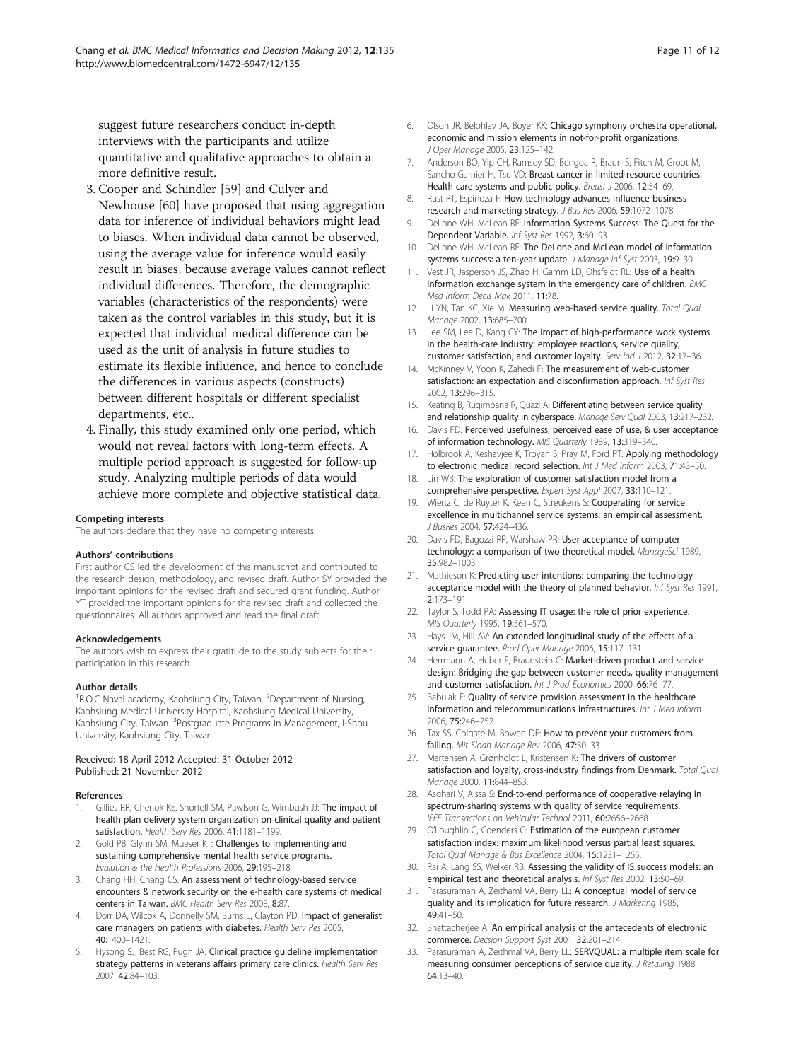suggest future researchers conduct in-depth interviews with the participants and utilize quantitative and qualitative approaches to obtain a more definitive result.

3. Cooper and Schindler [59] and Culyer and Newhouse [60] have proposed that using aggregation data for inference of individual behaviors might lead to biases. When individual data cannot be observed, using the average value for inference would easily result in biases, because average values cannot reflect individual differences. Therefore, the demographic variables (characteristics of the respondents) were taken as the control variables in this study, but it is expected that individual medical difference can be used as the unit of analysis in future studies to estimate its flexible influence, and hence to conclude the differences in various aspects (constructs) between different hospitals or different specialist departments, etc..
4. Finally, this study examined only one period, which would not reveal factors with long-term effects. A multiple period approach is suggested for follow-up study. Analyzing multiple periods of data would achieve more complete and objective statistical data.

#### Competing interests
The authors declare that they have no competing interests.

#### Authors' contributions
First author CS led the development of this manuscript and contributed to the research design, methodology, and revised draft. Author SY provided the important opinions for the revised draft and secured grant funding. Author YT provided the important opinions for the revised draft and collected the questionnaires. All authors approved and read the final draft.

#### Acknowledgements
The authors wish to express their gratitude to the study subjects for their participation in this research.

#### Author details
[1]R.O.C Naval academy, Kaohsiung City, Taiwan. [2]Department of Nursing, Kaohsiung Medical University Hospital, Kaohsiung Medical University, Kaohsiung City, Taiwan. [3]Postgraduate Programs in Management, I-Shou University, Kaohsiung City, Taiwan.

Received: 18 April 2012 Accepted: 31 October 2012
Published: 21 November 2012

#### References
1. Gillies RR, Chenok KE, Shortell SM, Pawlson G, Wimbush JJ: **The impact of health plan delivery system organization on clinical quality and patient satisfaction.** *Health Serv Res* 2006, **41:**1181–1199.
2. Gold PB, Glynn SM, Mueser KT: **Challenges to implementing and sustaining comprehensive mental health service programs.** *Evalution & the Health Professions* 2006, **29:**195–218.
3. Chang HH, Chang CS: **An assessment of technology-based service encounters & network security on the e-health care systems of medical centers in Taiwan.** *BMC Health Serv Res* 2008, **8:**87.
4. Dorr DA, Wilcox A, Donnelly SM, Burns L, Clayton PD: **Impact of generalist care managers on patients with diabetes.** *Health Serv Res* 2005, **40:**1400–1421.
5. Hysong SJ, Best RG, Pugh JA: **Clinical practice guideline implementation strategy patterns in veterans affairs primary care clinics.** *Health Serv Res* 2007, **42:**84–103.
6. Olson JR, Belohlav JA, Boyer KK: **Chicago symphony orchestra operational, economic and mission elements in not-for-profit organizations.** *J Oper Manage* 2005, **23:**125–142.
7. Anderson BO, Yip CH, Ramsey SD, Bengoa R, Braun S, Fitch M, Groot M, Sancho-Garnier H, Tsu VD: **Breast cancer in limited-resource countries: Health care systems and public policy.** *Breast J* 2006, **12:**54–69.
8. Rust RT, Espinoza F: **How technology advances influence business research and marketing strategy.** *J Bus Res* 2006, **59:**1072–1078.
9. DeLone WH, McLean RE: **Information Systems Success: The Quest for the Dependent Variable.** *Inf Syst Res* 1992, **3:**60–93.
10. DeLone WH, McLean RE: **The DeLone and McLean model of information systems success: a ten-year update.** *J Manage Inf Syst* 2003, **19:**9–30.
11. Vest JR, Jasperson JS, Zhao H, Gamm LD, Ohsfeldt RL: **Use of a health information exchange system in the emergency care of children.** *BMC Med Inform Decis Mak* 2011, **11:**78.
12. Li YN, Tan KC, Xie M: **Measuring web-based service quality.** *Total Qual Manage* 2002, **13:**685–700.
13. Lee SM, Lee D, Kang CY: **The impact of high-performance work systems in the health-care industry: employee reactions, service quality, customer satisfaction, and customer loyalty.** *Serv Ind J* 2012, **32:**17–36.
14. McKinney V, Yoon K, Zahedi F: **The measurement of web-customer satisfaction: an expectation and disconfirmation approach.** *Inf Syst Res* 2002, **13:**296–315.
15. Keating B, Rugimbana R, Quazi A: **Differentiating between service quality and relationship quality in cyberspace.** *Manage Serv Qual* 2003, **13:**217–232.
16. Davis FD: **Perceived usefulness, perceived ease of use, & user acceptance of information technology.** *MIS Quarterly* 1989, **13:**319–340.
17. Holbrook A, Keshavjee K, Troyan S, Pray M, Ford PT: **Applying methodology to electronic medical record selection.** *Int J Med Inform* 2003, **71:**43–50.
18. Lin WB: **The exploration of customer satisfaction model from a comprehensive perspective.** *Expert Syst Appl* 2007, **33:**110–121.
19. Wiertz C, de Ruyter K, Keen C, Streukens S: **Cooperating for service excellence in multichannel service systems: an empirical assessment.** *J BusRes* 2004, **57:**424–436.
20. Davis FD, Bagozzi RP, Warshaw PR: **User acceptance of computer technology: a comparison of two theoretical model.** *ManageSci* 1989, **35:**982–1003.
21. Mathieson K: **Predicting user intentions: comparing the technology acceptance model with the theory of planned behavior.** *Inf Syst Res* 1991, **2:**173–191.
22. Taylor S, Todd PA: **Assessing IT usage: the role of prior experience.** *MIS Quarterly* 1995, **19:**561–570.
23. Hays JM, Hill AV: **An extended longitudinal study of the effects of a service guarantee.** *Prod Oper Manage* 2006, **15:**117–131.
24. Herrmann A, Huber F, Braunstein C: **Market-driven product and service design: Bridging the gap between customer needs, quality management and customer satisfaction.** *Int J Prod Economics* 2000, **66:**76–77.
25. Babulak E: **Quality of service provision assessment in the healthcare information and telecommunications infrastructures.** *Int J Med Inform* 2006, **75:**246–252.
26. Tax SS, Colgate M, Bowen DE: **How to prevent your customers from failing.** *Mit Sloan Manage Rev* 2006, **47:**30–33.
27. Martensen A, Grønholdt L, Kristensen K: **The drivers of customer satisfaction and loyalty, cross-industry findings from Denmark.** *Total Qual Manage* 2000, **11:**844–853.
28. Asghari V, Aissa S: **End-to-end performance of cooperative relaying in spectrum-sharing systems with quality of service requirements.** *IEEE Transactions on Vehicular Technol* 2011, **60:**2656–2668.
29. O'Loughlin C, Coenders G: **Estimation of the european customer satisfaction index: maximum likelihood versus partial least squares.** *Total Qual Manage & Bus Excellence* 2004, **15:**1231–1255.
30. Rai A, Lang SS, Welker RB: **Assessing the validity of IS success models: an empirical test and theoretical analysis.** *Inf Syst Res* 2002, **13:**50–69.
31. Parasuraman A, Zeithaml VA, Berry LL: **A conceptual model of service quality and its implication for future research.** *J Marketing* 1985, **49:**41–50.
32. Bhattacherjee A: **An empirical analysis of the antecedents of electronic commerce.** *Decsion Support Syst* 2001, **32:**201–214.
33. Parasuraman A, Zeithmal VA, Berry LL: **SERVQUAL: a multiple item scale for measuring consumer perceptions of service quality.** *J Retailing* 1988, **64:**13–40.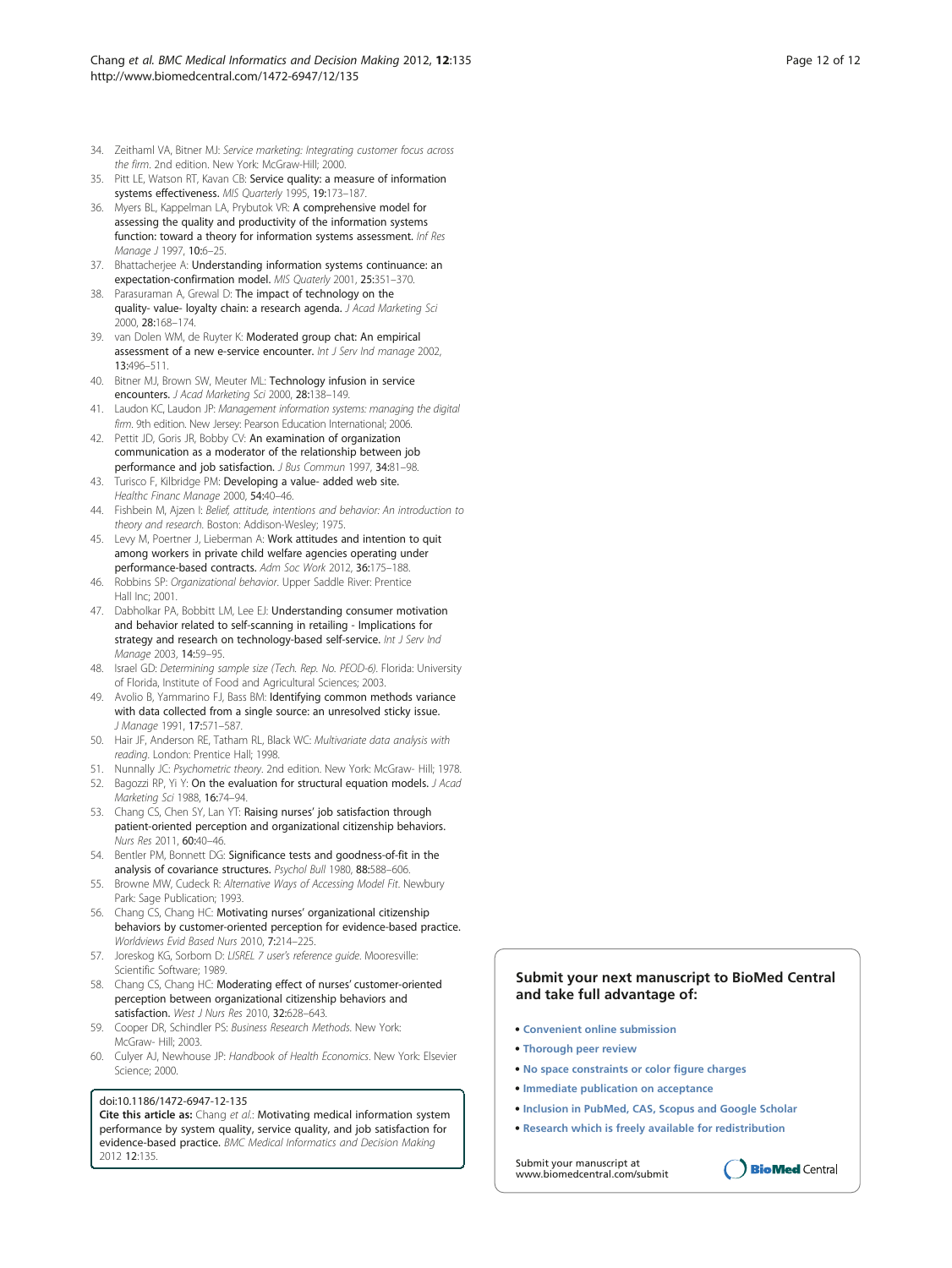34. Zeithaml VA, Bitner MJ: *Service marketing: Integrating customer focus across the firm*. 2nd edition. New York: McGraw-Hill; 2000.
35. Pitt LE, Watson RT, Kavan CB: **Service quality: a measure of information systems effectiveness.** *MIS Quarterly* 1995, **19:**173–187.
36. Myers BL, Kappelman LA, Prybutok VR: **A comprehensive model for assessing the quality and productivity of the information systems function: toward a theory for information systems assessment.** *Inf Res Manage J* 1997, **10:**6–25.
37. Bhattacherjee A: **Understanding information systems continuance: an expectation-confirmation model.** *MIS Quaterly* 2001, **25:**351–370.
38. Parasuraman A, Grewal D: **The impact of technology on the quality- value- loyalty chain: a research agenda.** *J Acad Marketing Sci* 2000, **28:**168–174.
39. van Dolen WM, de Ruyter K: **Moderated group chat: An empirical assessment of a new e-service encounter.** *Int J Serv Ind manage* 2002, **13:**496–511.
40. Bitner MJ, Brown SW, Meuter ML: **Technology infusion in service encounters.** *J Acad Marketing Sci* 2000, **28:**138–149.
41. Laudon KC, Laudon JP: *Management information systems: managing the digital firm*. 9th edition. New Jersey: Pearson Education International; 2006.
42. Pettit JD, Goris JR, Bobby CV: **An examination of organization communication as a moderator of the relationship between job performance and job satisfaction.** *J Bus Commun* 1997, **34:**81–98.
43. Turisco F, Kilbridge PM: **Developing a value- added web site.** *Healthc Financ Manage* 2000, **54:**40–46.
44. Fishbein M, Ajzen I: *Belief, attitude, intentions and behavior: An introduction to theory and research*. Boston: Addison-Wesley; 1975.
45. Levy M, Poertner J, Lieberman A: **Work attitudes and intention to quit among workers in private child welfare agencies operating under performance-based contracts.** *Adm Soc Work* 2012, **36:**175–188.
46. Robbins SP: *Organizational behavior*. Upper Saddle River: Prentice Hall Inc; 2001.
47. Dabholkar PA, Bobbitt LM, Lee EJ: **Understanding consumer motivation and behavior related to self-scanning in retailing - Implications for strategy and research on technology-based self-service.** *Int J Serv Ind Manage* 2003, **14:**59–95.
48. Israel GD: *Determining sample size (Tech. Rep. No. PEOD-6)*. Florida: University of Florida, Institute of Food and Agricultural Sciences; 2003.
49. Avolio B, Yammarino FJ, Bass BM: **Identifying common methods variance with data collected from a single source: an unresolved sticky issue.** *J Manage* 1991, **17:**571–587.
50. Hair JF, Anderson RE, Tatham RL, Black WC: *Multivariate data analysis with reading*. London: Prentice Hall; 1998.
51. Nunnally JC: *Psychometric theory*. 2nd edition. New York: McGraw- Hill; 1978.
52. Bagozzi RP, Yi Y: **On the evaluation for structural equation models.** *J Acad Marketing Sci* 1988, **16:**74–94.
53. Chang CS, Chen SY, Lan YT: **Raising nurses' job satisfaction through patient-oriented perception and organizational citizenship behaviors.** *Nurs Res* 2011, **60:**40–46.
54. Bentler PM, Bonnett DG: **Significance tests and goodness-of-fit in the analysis of covariance structures.** *Psychol Bull* 1980, **88:**588–606.
55. Browne MW, Cudeck R: *Alternative Ways of Accessing Model Fit*. Newbury Park: Sage Publication; 1993.
56. Chang CS, Chang HC: **Motivating nurses' organizational citizenship behaviors by customer-oriented perception for evidence-based practice.** *Worldviews Evid Based Nurs* 2010, **7:**214–225.
57. Joreskog KG, Sorbom D: *LISREL 7 user's reference guide*. Mooresville: Scientific Software; 1989.
58. Chang CS, Chang HC: **Moderating effect of nurses' customer-oriented perception between organizational citizenship behaviors and satisfaction.** *West J Nurs Res* 2010, **32:**628–643.
59. Cooper DR, Schindler PS: *Business Research Methods*. New York: McGraw- Hill; 2003.
60. Culyer AJ, Newhouse JP: *Handbook of Health Economics*. New York: Elsevier Science; 2000.

doi:10.1186/1472-6947-12-135

**Cite this article as:** Chang *et al.*: Motivating medical information system performance by system quality, service quality, and job satisfaction for evidence-based practice. *BMC Medical Informatics and Decision Making* 2012 **12**:135.

**Submit your next manuscript to BioMed Central and take full advantage of:**

- **Convenient online submission**
- **Thorough peer review**
- **No space constraints or color figure charges**
- **Immediate publication on acceptance**
- **Inclusion in PubMed, CAS, Scopus and Google Scholar**
- **Research which is freely available for redistribution**

Submit your manuscript at www.biomedcentral.com/submit

BioMed Central